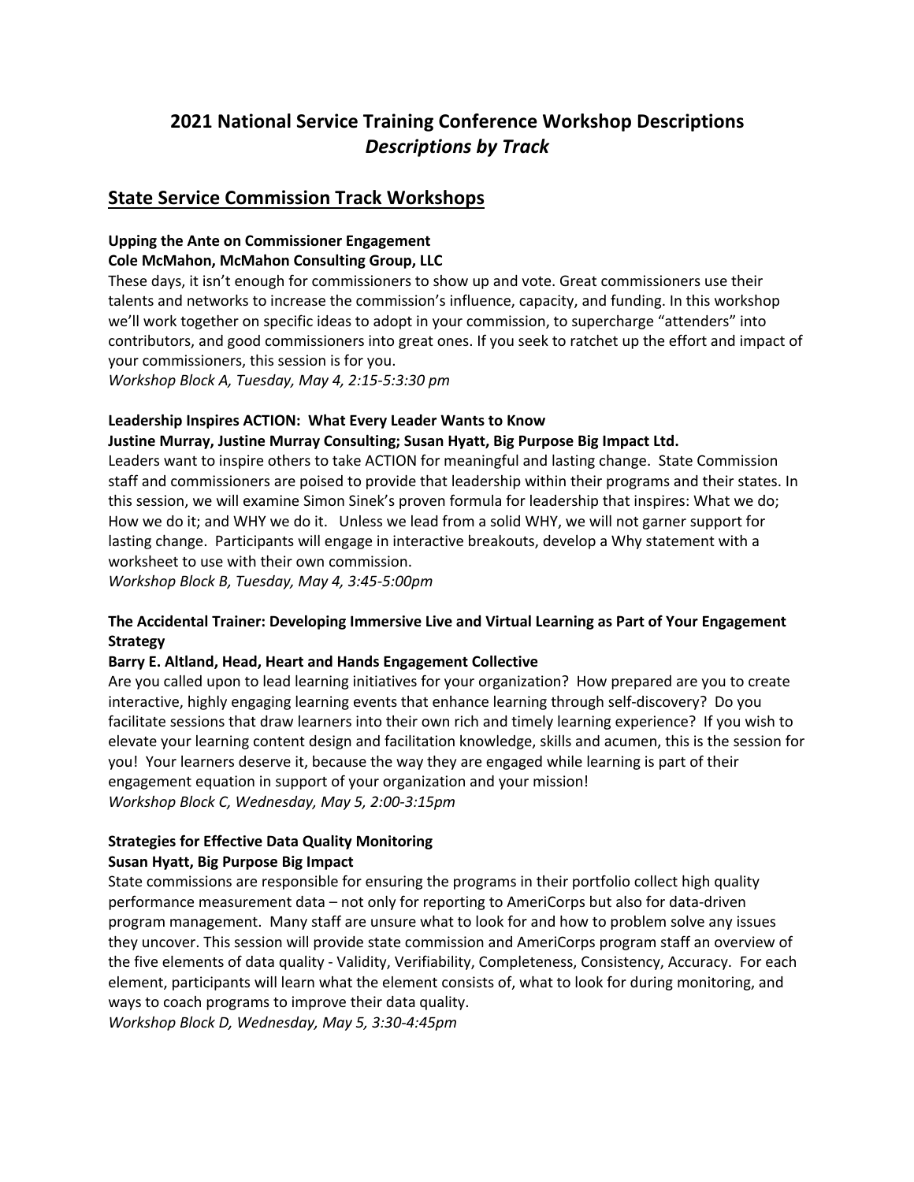# 2021 National Service Training Conference Workshop Descriptions
## *Descriptions by Track*

## State Service Commission Track Workshops

**Upping the Ante on Commissioner Engagement**
**Cole McMahon, McMahon Consulting Group, LLC**

These days, it isn't enough for commissioners to show up and vote. Great commissioners use their talents and networks to increase the commission's influence, capacity, and funding. In this workshop we'll work together on specific ideas to adopt in your commission, to supercharge "attenders" into contributors, and good commissioners into great ones. If you seek to ratchet up the effort and impact of your commissioners, this session is for you.
*Workshop Block A, Tuesday, May 4, 2:15-5:3:30 pm*

**Leadership Inspires ACTION: What Every Leader Wants to Know**
**Justine Murray, Justine Murray Consulting; Susan Hyatt, Big Purpose Big Impact Ltd.**

Leaders want to inspire others to take ACTION for meaningful and lasting change. State Commission staff and commissioners are poised to provide that leadership within their programs and their states. In this session, we will examine Simon Sinek's proven formula for leadership that inspires: What we do; How we do it; and WHY we do it. Unless we lead from a solid WHY, we will not garner support for lasting change. Participants will engage in interactive breakouts, develop a Why statement with a worksheet to use with their own commission.
*Workshop Block B, Tuesday, May 4, 3:45-5:00pm*

**The Accidental Trainer: Developing Immersive Live and Virtual Learning as Part of Your Engagement Strategy**
**Barry E. Altland, Head, Heart and Hands Engagement Collective**

Are you called upon to lead learning initiatives for your organization? How prepared are you to create interactive, highly engaging learning events that enhance learning through self-discovery? Do you facilitate sessions that draw learners into their own rich and timely learning experience? If you wish to elevate your learning content design and facilitation knowledge, skills and acumen, this is the session for you! Your learners deserve it, because the way they are engaged while learning is part of their engagement equation in support of your organization and your mission!
*Workshop Block C, Wednesday, May 5, 2:00-3:15pm*

**Strategies for Effective Data Quality Monitoring**
**Susan Hyatt, Big Purpose Big Impact**

State commissions are responsible for ensuring the programs in their portfolio collect high quality performance measurement data – not only for reporting to AmeriCorps but also for data-driven program management. Many staff are unsure what to look for and how to problem solve any issues they uncover. This session will provide state commission and AmeriCorps program staff an overview of the five elements of data quality - Validity, Verifiability, Completeness, Consistency, Accuracy. For each element, participants will learn what the element consists of, what to look for during monitoring, and ways to coach programs to improve their data quality.
*Workshop Block D, Wednesday, May 5, 3:30-4:45pm*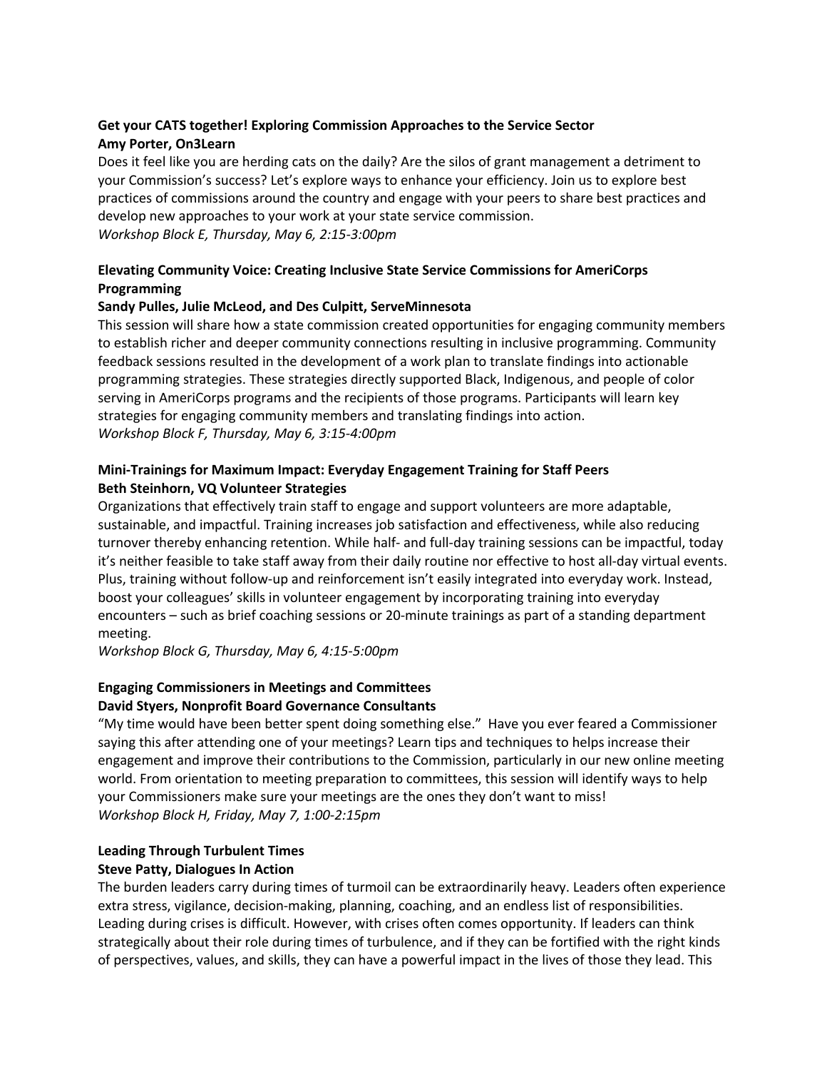**Get your CATS together! Exploring Commission Approaches to the Service Sector**
**Amy Porter, On3Learn**

Does it feel like you are herding cats on the daily? Are the silos of grant management a detriment to your Commission's success? Let's explore ways to enhance your efficiency. Join us to explore best practices of commissions around the country and engage with your peers to share best practices and develop new approaches to your work at your state service commission.

*Workshop Block E, Thursday, May 6, 2:15-3:00pm*

**Elevating Community Voice: Creating Inclusive State Service Commissions for AmeriCorps Programming**
**Sandy Pulles, Julie McLeod, and Des Culpitt, ServeMinnesota**

This session will share how a state commission created opportunities for engaging community members to establish richer and deeper community connections resulting in inclusive programming. Community feedback sessions resulted in the development of a work plan to translate findings into actionable programming strategies. These strategies directly supported Black, Indigenous, and people of color serving in AmeriCorps programs and the recipients of those programs. Participants will learn key strategies for engaging community members and translating findings into action.

*Workshop Block F, Thursday, May 6, 3:15-4:00pm*

**Mini-Trainings for Maximum Impact: Everyday Engagement Training for Staff Peers**
**Beth Steinhorn, VQ Volunteer Strategies**

Organizations that effectively train staff to engage and support volunteers are more adaptable, sustainable, and impactful. Training increases job satisfaction and effectiveness, while also reducing turnover thereby enhancing retention. While half- and full-day training sessions can be impactful, today it's neither feasible to take staff away from their daily routine nor effective to host all-day virtual events. Plus, training without follow-up and reinforcement isn't easily integrated into everyday work. Instead, boost your colleagues' skills in volunteer engagement by incorporating training into everyday encounters – such as brief coaching sessions or 20-minute trainings as part of a standing department meeting.

*Workshop Block G, Thursday, May 6, 4:15-5:00pm*

**Engaging Commissioners in Meetings and Committees**
**David Styers, Nonprofit Board Governance Consultants**

"My time would have been better spent doing something else." Have you ever feared a Commissioner saying this after attending one of your meetings? Learn tips and techniques to helps increase their engagement and improve their contributions to the Commission, particularly in our new online meeting world. From orientation to meeting preparation to committees, this session will identify ways to help your Commissioners make sure your meetings are the ones they don't want to miss!

*Workshop Block H, Friday, May 7, 1:00-2:15pm*

**Leading Through Turbulent Times**
**Steve Patty, Dialogues In Action**

The burden leaders carry during times of turmoil can be extraordinarily heavy. Leaders often experience extra stress, vigilance, decision-making, planning, coaching, and an endless list of responsibilities. Leading during crises is difficult. However, with crises often comes opportunity. If leaders can think strategically about their role during times of turbulence, and if they can be fortified with the right kinds of perspectives, values, and skills, they can have a powerful impact in the lives of those they lead. This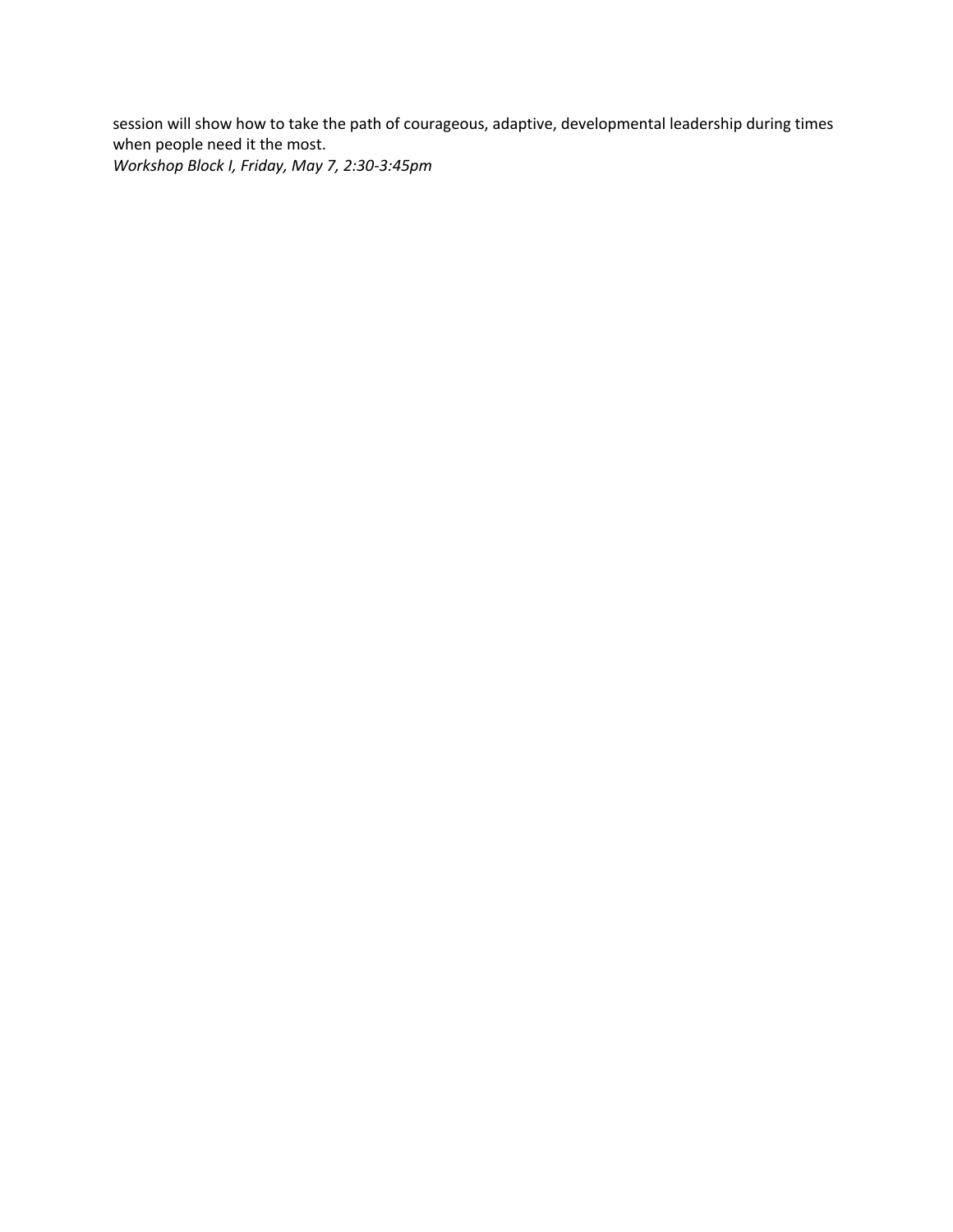session will show how to take the path of courageous, adaptive, developmental leadership during times when people need it the most.

*Workshop Block I, Friday, May 7, 2:30-3:45pm*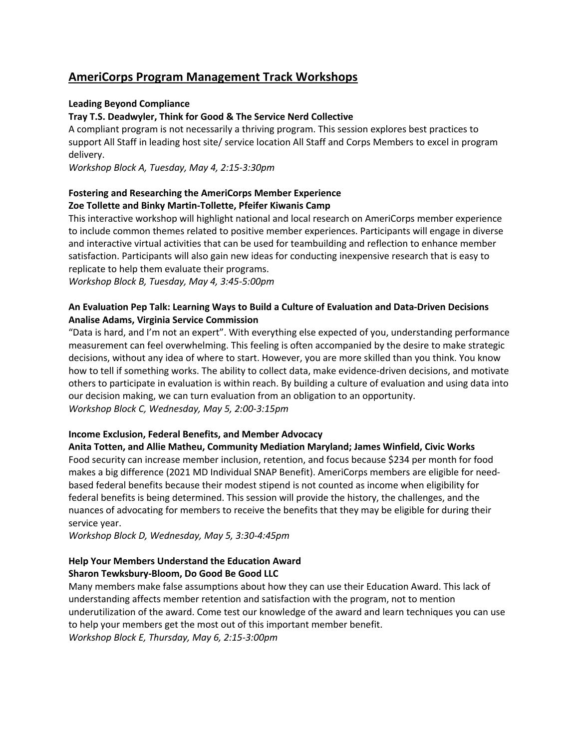## AmeriCorps Program Management Track Workshops

**Leading Beyond Compliance**
**Tray T.S. Deadwyler, Think for Good & The Service Nerd Collective**

A compliant program is not necessarily a thriving program. This session explores best practices to support All Staff in leading host site/ service location All Staff and Corps Members to excel in program delivery.

*Workshop Block A, Tuesday, May 4, 2:15-3:30pm*

**Fostering and Researching the AmeriCorps Member Experience**
**Zoe Tollette and Binky Martin-Tollette, Pfeifer Kiwanis Camp**

This interactive workshop will highlight national and local research on AmeriCorps member experience to include common themes related to positive member experiences. Participants will engage in diverse and interactive virtual activities that can be used for teambuilding and reflection to enhance member satisfaction. Participants will also gain new ideas for conducting inexpensive research that is easy to replicate to help them evaluate their programs.

*Workshop Block B, Tuesday, May 4, 3:45-5:00pm*

**An Evaluation Pep Talk: Learning Ways to Build a Culture of Evaluation and Data-Driven Decisions**
**Analise Adams, Virginia Service Commission**

"Data is hard, and I'm not an expert". With everything else expected of you, understanding performance measurement can feel overwhelming. This feeling is often accompanied by the desire to make strategic decisions, without any idea of where to start. However, you are more skilled than you think. You know how to tell if something works. The ability to collect data, make evidence-driven decisions, and motivate others to participate in evaluation is within reach. By building a culture of evaluation and using data into our decision making, we can turn evaluation from an obligation to an opportunity.

*Workshop Block C, Wednesday, May 5, 2:00-3:15pm*

**Income Exclusion, Federal Benefits, and Member Advocacy**
**Anita Totten, and Allie Matheu, Community Mediation Maryland; James Winfield, Civic Works**

Food security can increase member inclusion, retention, and focus because $234 per month for food makes a big difference (2021 MD Individual SNAP Benefit). AmeriCorps members are eligible for need-based federal benefits because their modest stipend is not counted as income when eligibility for federal benefits is being determined. This session will provide the history, the challenges, and the nuances of advocating for members to receive the benefits that they may be eligible for during their service year.

*Workshop Block D, Wednesday, May 5, 3:30-4:45pm*

**Help Your Members Understand the Education Award**
**Sharon Tewksbury-Bloom, Do Good Be Good LLC**

Many members make false assumptions about how they can use their Education Award. This lack of understanding affects member retention and satisfaction with the program, not to mention underutilization of the award. Come test our knowledge of the award and learn techniques you can use to help your members get the most out of this important member benefit.

*Workshop Block E, Thursday, May 6, 2:15-3:00pm*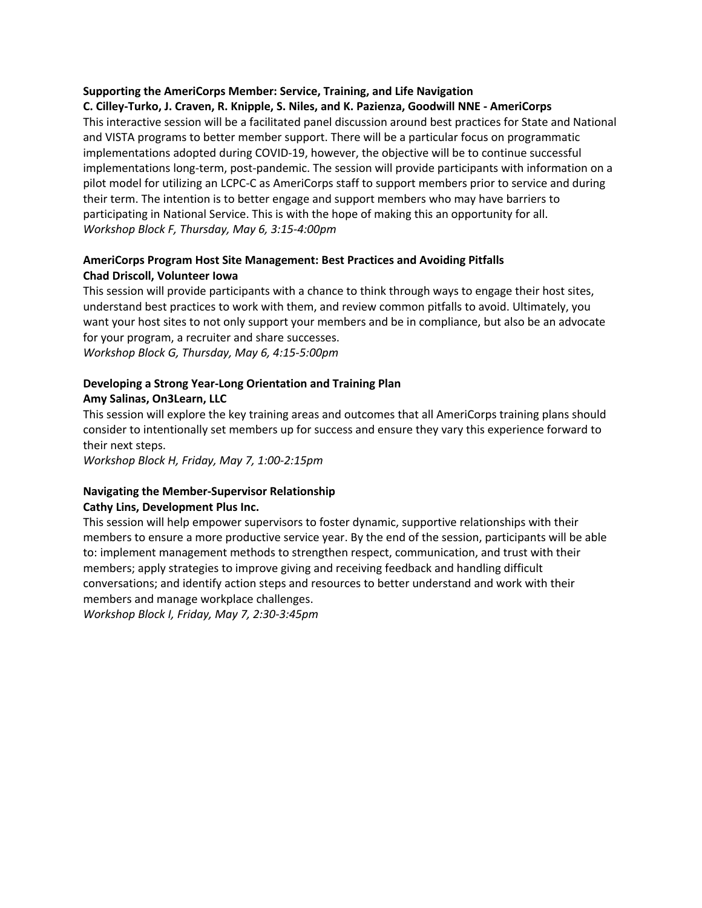**Supporting the AmeriCorps Member: Service, Training, and Life Navigation**
**C. Cilley-Turko, J. Craven, R. Knipple, S. Niles, and K. Pazienza, Goodwill NNE - AmeriCorps**

This interactive session will be a facilitated panel discussion around best practices for State and National and VISTA programs to better member support. There will be a particular focus on programmatic implementations adopted during COVID-19, however, the objective will be to continue successful implementations long-term, post-pandemic. The session will provide participants with information on a pilot model for utilizing an LCPC-C as AmeriCorps staff to support members prior to service and during their term. The intention is to better engage and support members who may have barriers to participating in National Service. This is with the hope of making this an opportunity for all.

*Workshop Block F, Thursday, May 6, 3:15-4:00pm*

**AmeriCorps Program Host Site Management: Best Practices and Avoiding Pitfalls**
**Chad Driscoll, Volunteer Iowa**

This session will provide participants with a chance to think through ways to engage their host sites, understand best practices to work with them, and review common pitfalls to avoid. Ultimately, you want your host sites to not only support your members and be in compliance, but also be an advocate for your program, a recruiter and share successes.

*Workshop Block G, Thursday, May 6, 4:15-5:00pm*

**Developing a Strong Year-Long Orientation and Training Plan**
**Amy Salinas, On3Learn, LLC**

This session will explore the key training areas and outcomes that all AmeriCorps training plans should consider to intentionally set members up for success and ensure they vary this experience forward to their next steps.

*Workshop Block H, Friday, May 7, 1:00-2:15pm*

**Navigating the Member-Supervisor Relationship**
**Cathy Lins, Development Plus Inc.**

This session will help empower supervisors to foster dynamic, supportive relationships with their members to ensure a more productive service year. By the end of the session, participants will be able to: implement management methods to strengthen respect, communication, and trust with their members; apply strategies to improve giving and receiving feedback and handling difficult conversations; and identify action steps and resources to better understand and work with their members and manage workplace challenges.

*Workshop Block I, Friday, May 7, 2:30-3:45pm*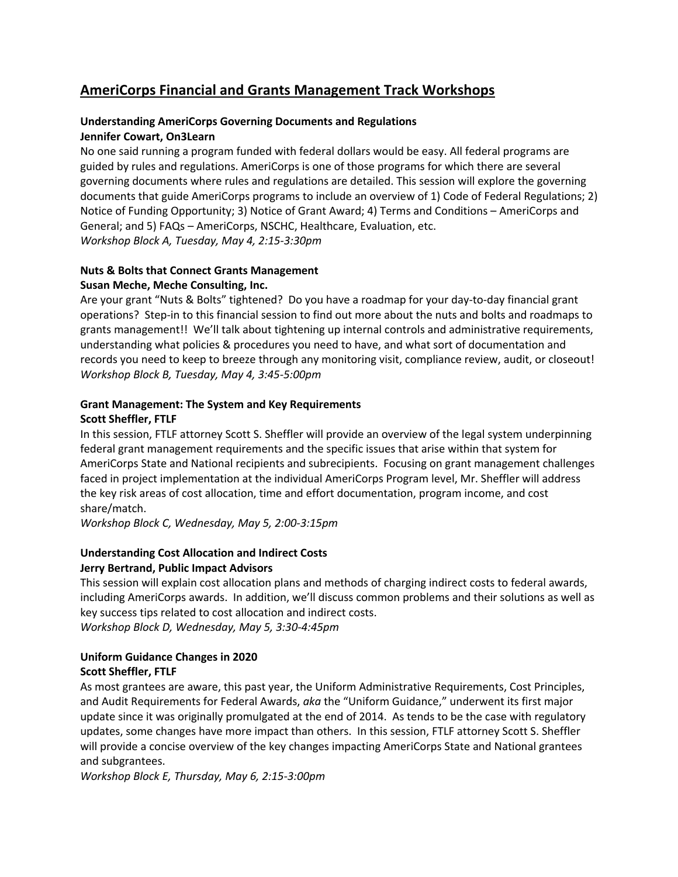## AmeriCorps Financial and Grants Management Track Workshops

**Understanding AmeriCorps Governing Documents and Regulations**
**Jennifer Cowart, On3Learn**

No one said running a program funded with federal dollars would be easy. All federal programs are guided by rules and regulations. AmeriCorps is one of those programs for which there are several governing documents where rules and regulations are detailed. This session will explore the governing documents that guide AmeriCorps programs to include an overview of 1) Code of Federal Regulations; 2) Notice of Funding Opportunity; 3) Notice of Grant Award; 4) Terms and Conditions – AmeriCorps and General; and 5) FAQs – AmeriCorps, NSCHC, Healthcare, Evaluation, etc.

*Workshop Block A, Tuesday, May 4, 2:15-3:30pm*

**Nuts & Bolts that Connect Grants Management**
**Susan Meche, Meche Consulting, Inc.**

Are your grant "Nuts & Bolts" tightened? Do you have a roadmap for your day-to-day financial grant operations? Step-in to this financial session to find out more about the nuts and bolts and roadmaps to grants management!! We'll talk about tightening up internal controls and administrative requirements, understanding what policies & procedures you need to have, and what sort of documentation and records you need to keep to breeze through any monitoring visit, compliance review, audit, or closeout!

*Workshop Block B, Tuesday, May 4, 3:45-5:00pm*

**Grant Management: The System and Key Requirements**
**Scott Sheffler, FTLF**

In this session, FTLF attorney Scott S. Sheffler will provide an overview of the legal system underpinning federal grant management requirements and the specific issues that arise within that system for AmeriCorps State and National recipients and subrecipients. Focusing on grant management challenges faced in project implementation at the individual AmeriCorps Program level, Mr. Sheffler will address the key risk areas of cost allocation, time and effort documentation, program income, and cost share/match.

*Workshop Block C, Wednesday, May 5, 2:00-3:15pm*

**Understanding Cost Allocation and Indirect Costs**
**Jerry Bertrand, Public Impact Advisors**

This session will explain cost allocation plans and methods of charging indirect costs to federal awards, including AmeriCorps awards. In addition, we'll discuss common problems and their solutions as well as key success tips related to cost allocation and indirect costs.

*Workshop Block D, Wednesday, May 5, 3:30-4:45pm*

**Uniform Guidance Changes in 2020**
**Scott Sheffler, FTLF**

As most grantees are aware, this past year, the Uniform Administrative Requirements, Cost Principles, and Audit Requirements for Federal Awards, *aka* the "Uniform Guidance," underwent its first major update since it was originally promulgated at the end of 2014. As tends to be the case with regulatory updates, some changes have more impact than others. In this session, FTLF attorney Scott S. Sheffler will provide a concise overview of the key changes impacting AmeriCorps State and National grantees and subgrantees.

*Workshop Block E, Thursday, May 6, 2:15-3:00pm*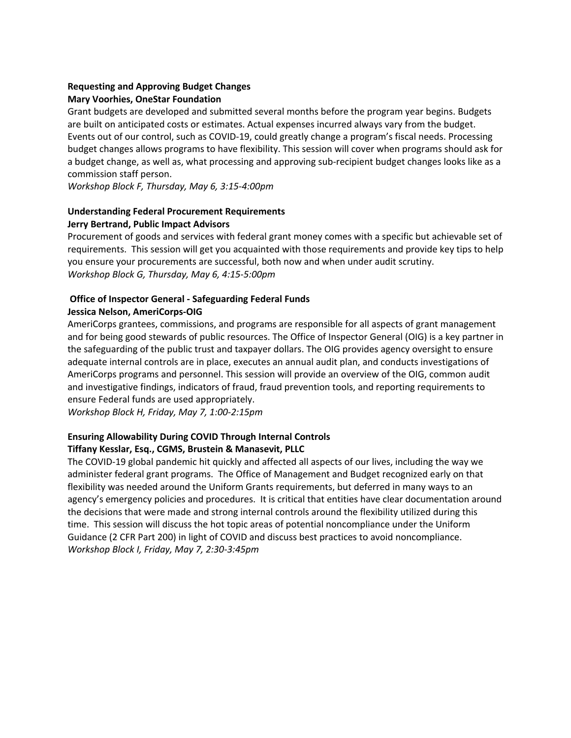**Requesting and Approving Budget Changes**
**Mary Voorhies, OneStar Foundation**

Grant budgets are developed and submitted several months before the program year begins. Budgets are built on anticipated costs or estimates. Actual expenses incurred always vary from the budget. Events out of our control, such as COVID-19, could greatly change a program's fiscal needs. Processing budget changes allows programs to have flexibility. This session will cover when programs should ask for a budget change, as well as, what processing and approving sub-recipient budget changes looks like as a commission staff person.

*Workshop Block F, Thursday, May 6, 3:15-4:00pm*

**Understanding Federal Procurement Requirements**
**Jerry Bertrand, Public Impact Advisors**

Procurement of goods and services with federal grant money comes with a specific but achievable set of requirements. This session will get you acquainted with those requirements and provide key tips to help you ensure your procurements are successful, both now and when under audit scrutiny.

*Workshop Block G, Thursday, May 6, 4:15-5:00pm*

**Office of Inspector General - Safeguarding Federal Funds**
**Jessica Nelson, AmeriCorps-OIG**

AmeriCorps grantees, commissions, and programs are responsible for all aspects of grant management and for being good stewards of public resources. The Office of Inspector General (OIG) is a key partner in the safeguarding of the public trust and taxpayer dollars. The OIG provides agency oversight to ensure adequate internal controls are in place, executes an annual audit plan, and conducts investigations of AmeriCorps programs and personnel. This session will provide an overview of the OIG, common audit and investigative findings, indicators of fraud, fraud prevention tools, and reporting requirements to ensure Federal funds are used appropriately.

*Workshop Block H, Friday, May 7, 1:00-2:15pm*

**Ensuring Allowability During COVID Through Internal Controls**
**Tiffany Kesslar, Esq., CGMS, Brustein & Manasevit, PLLC**

The COVID-19 global pandemic hit quickly and affected all aspects of our lives, including the way we administer federal grant programs. The Office of Management and Budget recognized early on that flexibility was needed around the Uniform Grants requirements, but deferred in many ways to an agency's emergency policies and procedures. It is critical that entities have clear documentation around the decisions that were made and strong internal controls around the flexibility utilized during this time. This session will discuss the hot topic areas of potential noncompliance under the Uniform Guidance (2 CFR Part 200) in light of COVID and discuss best practices to avoid noncompliance.

*Workshop Block I, Friday, May 7, 2:30-3:45pm*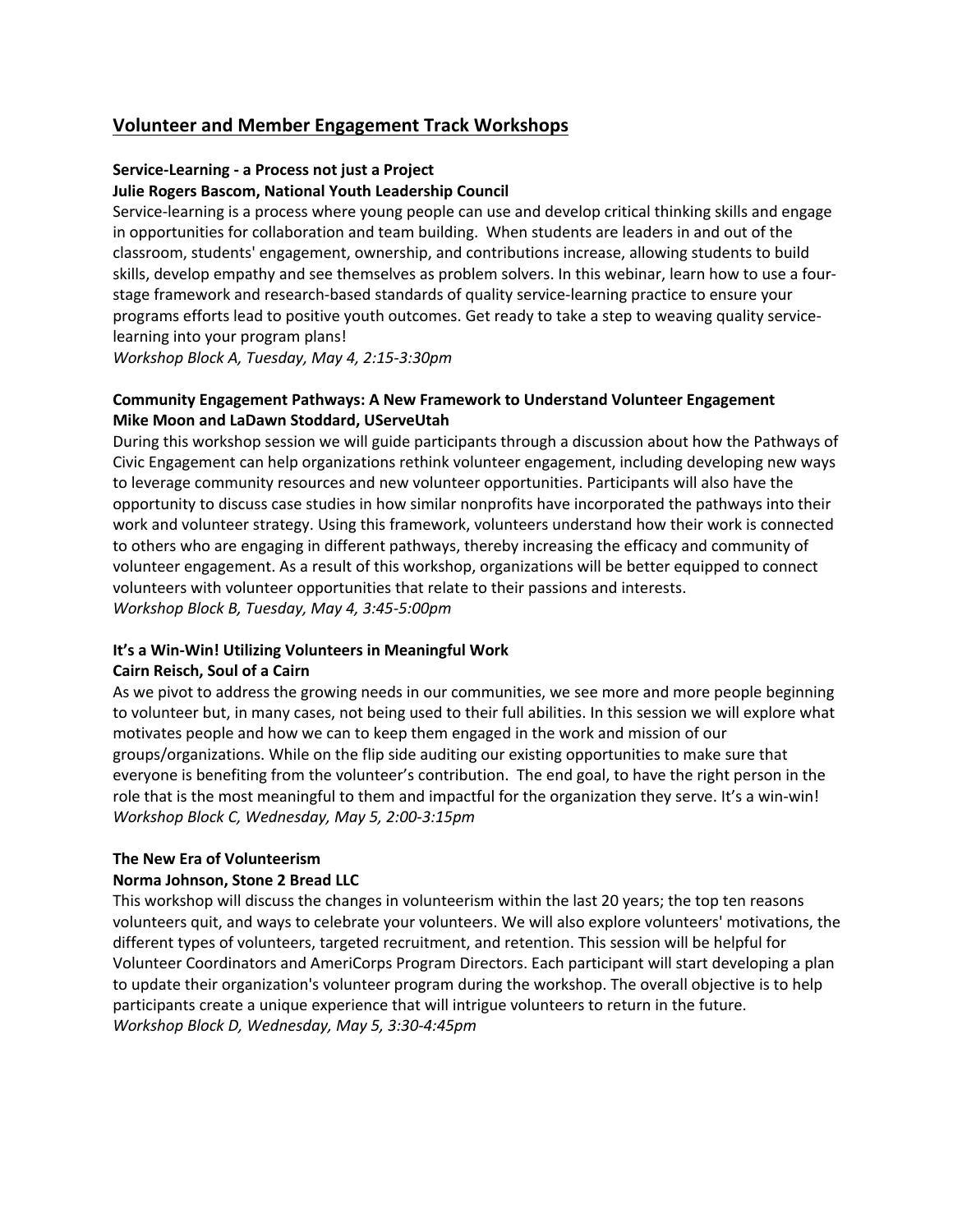## Volunteer and Member Engagement Track Workshops

**Service-Learning - a Process not just a Project**
**Julie Rogers Bascom, National Youth Leadership Council**

Service-learning is a process where young people can use and develop critical thinking skills and engage in opportunities for collaboration and team building. When students are leaders in and out of the classroom, students' engagement, ownership, and contributions increase, allowing students to build skills, develop empathy and see themselves as problem solvers. In this webinar, learn how to use a four-stage framework and research-based standards of quality service-learning practice to ensure your programs efforts lead to positive youth outcomes. Get ready to take a step to weaving quality service-learning into your program plans!
*Workshop Block A, Tuesday, May 4, 2:15-3:30pm*

**Community Engagement Pathways: A New Framework to Understand Volunteer Engagement**
**Mike Moon and LaDawn Stoddard, UServeUtah**

During this workshop session we will guide participants through a discussion about how the Pathways of Civic Engagement can help organizations rethink volunteer engagement, including developing new ways to leverage community resources and new volunteer opportunities. Participants will also have the opportunity to discuss case studies in how similar nonprofits have incorporated the pathways into their work and volunteer strategy. Using this framework, volunteers understand how their work is connected to others who are engaging in different pathways, thereby increasing the efficacy and community of volunteer engagement. As a result of this workshop, organizations will be better equipped to connect volunteers with volunteer opportunities that relate to their passions and interests.
*Workshop Block B, Tuesday, May 4, 3:45-5:00pm*

**It's a Win-Win! Utilizing Volunteers in Meaningful Work**
**Cairn Reisch, Soul of a Cairn**

As we pivot to address the growing needs in our communities, we see more and more people beginning to volunteer but, in many cases, not being used to their full abilities. In this session we will explore what motivates people and how we can to keep them engaged in the work and mission of our groups/organizations. While on the flip side auditing our existing opportunities to make sure that everyone is benefiting from the volunteer's contribution. The end goal, to have the right person in the role that is the most meaningful to them and impactful for the organization they serve. It's a win-win!
*Workshop Block C, Wednesday, May 5, 2:00-3:15pm*

**The New Era of Volunteerism**
**Norma Johnson, Stone 2 Bread LLC**

This workshop will discuss the changes in volunteerism within the last 20 years; the top ten reasons volunteers quit, and ways to celebrate your volunteers. We will also explore volunteers' motivations, the different types of volunteers, targeted recruitment, and retention. This session will be helpful for Volunteer Coordinators and AmeriCorps Program Directors. Each participant will start developing a plan to update their organization's volunteer program during the workshop. The overall objective is to help participants create a unique experience that will intrigue volunteers to return in the future.
*Workshop Block D, Wednesday, May 5, 3:30-4:45pm*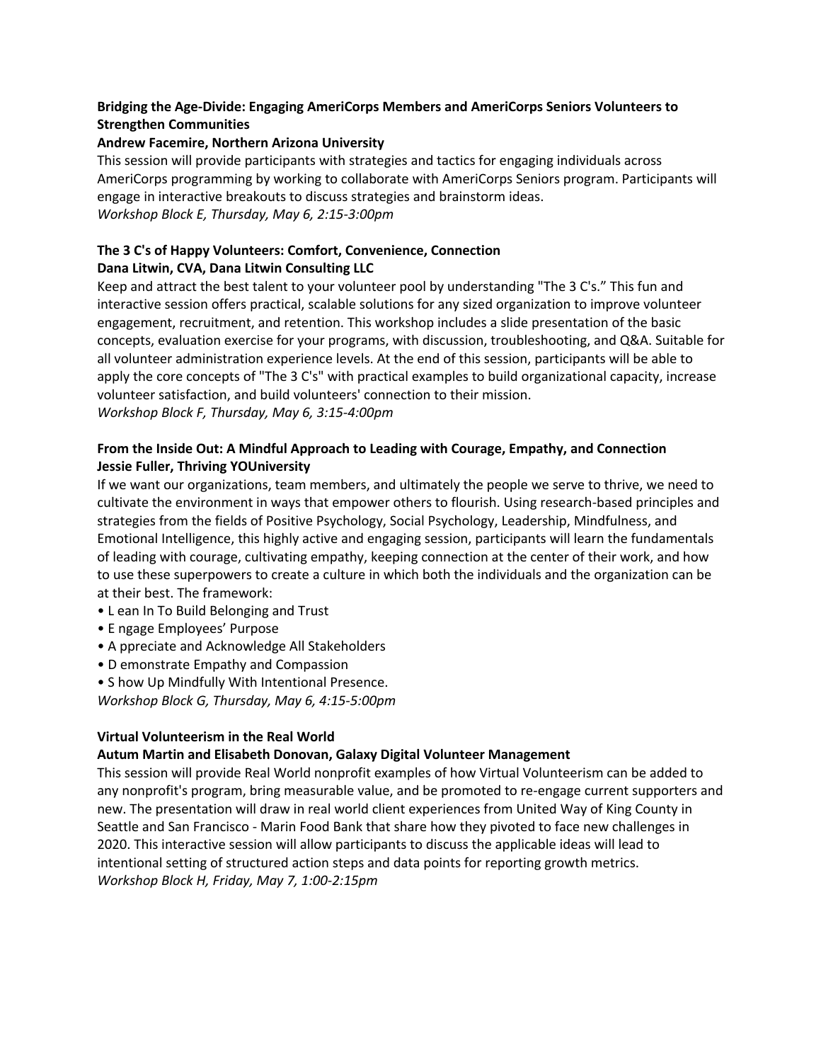**Bridging the Age-Divide: Engaging AmeriCorps Members and AmeriCorps Seniors Volunteers to Strengthen Communities**
**Andrew Facemire, Northern Arizona University**

This session will provide participants with strategies and tactics for engaging individuals across AmeriCorps programming by working to collaborate with AmeriCorps Seniors program. Participants will engage in interactive breakouts to discuss strategies and brainstorm ideas.
*Workshop Block E, Thursday, May 6, 2:15-3:00pm*

**The 3 C's of Happy Volunteers: Comfort, Convenience, Connection**
**Dana Litwin, CVA, Dana Litwin Consulting LLC**

Keep and attract the best talent to your volunteer pool by understanding "The 3 C's." This fun and interactive session offers practical, scalable solutions for any sized organization to improve volunteer engagement, recruitment, and retention. This workshop includes a slide presentation of the basic concepts, evaluation exercise for your programs, with discussion, troubleshooting, and Q&A. Suitable for all volunteer administration experience levels. At the end of this session, participants will be able to apply the core concepts of "The 3 C's" with practical examples to build organizational capacity, increase volunteer satisfaction, and build volunteers' connection to their mission.
*Workshop Block F, Thursday, May 6, 3:15-4:00pm*

**From the Inside Out: A Mindful Approach to Leading with Courage, Empathy, and Connection**
**Jessie Fuller, Thriving YOUniversity**

If we want our organizations, team members, and ultimately the people we serve to thrive, we need to cultivate the environment in ways that empower others to flourish. Using research-based principles and strategies from the fields of Positive Psychology, Social Psychology, Leadership, Mindfulness, and Emotional Intelligence, this highly active and engaging session, participants will learn the fundamentals of leading with courage, cultivating empathy, keeping connection at the center of their work, and how to use these superpowers to create a culture in which both the individuals and the organization can be at their best. The framework:

- L ean In To Build Belonging and Trust
- E ngage Employees' Purpose
- A ppreciate and Acknowledge All Stakeholders
- D emonstrate Empathy and Compassion
- S how Up Mindfully With Intentional Presence.

*Workshop Block G, Thursday, May 6, 4:15-5:00pm*

**Virtual Volunteerism in the Real World**
**Autum Martin and Elisabeth Donovan, Galaxy Digital Volunteer Management**

This session will provide Real World nonprofit examples of how Virtual Volunteerism can be added to any nonprofit's program, bring measurable value, and be promoted to re-engage current supporters and new. The presentation will draw in real world client experiences from United Way of King County in Seattle and San Francisco - Marin Food Bank that share how they pivoted to face new challenges in 2020. This interactive session will allow participants to discuss the applicable ideas will lead to intentional setting of structured action steps and data points for reporting growth metrics.
*Workshop Block H, Friday, May 7, 1:00-2:15pm*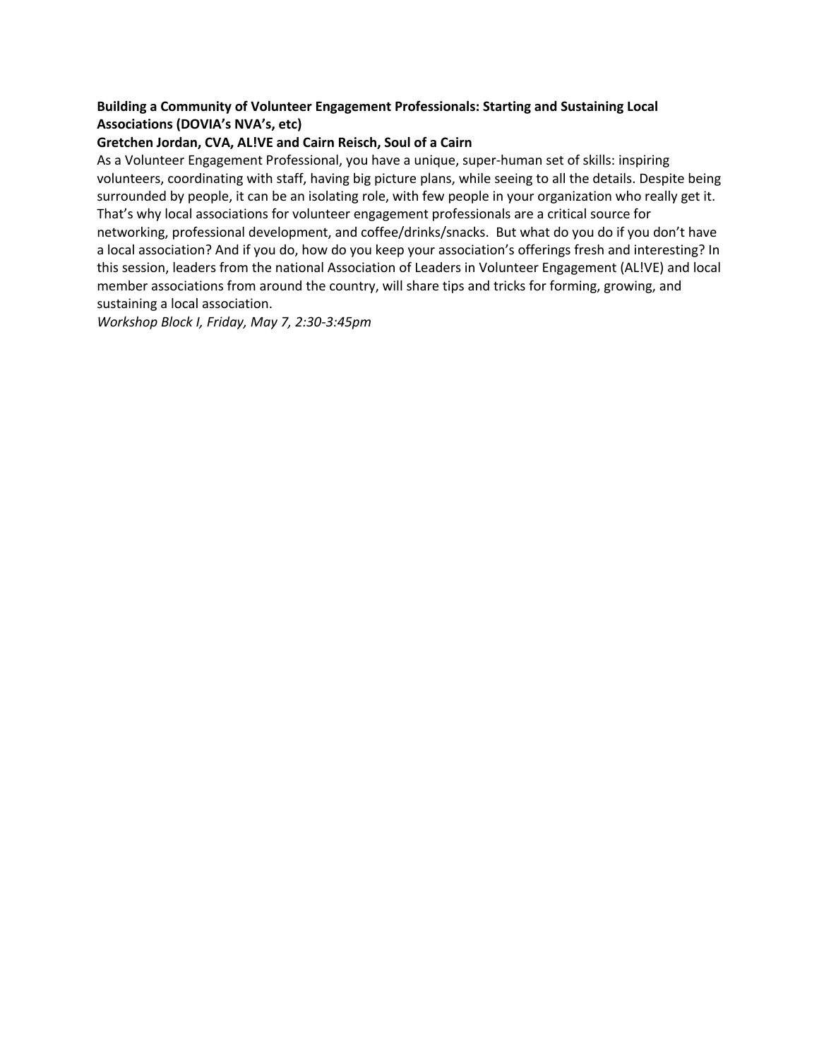**Building a Community of Volunteer Engagement Professionals: Starting and Sustaining Local Associations (DOVIA's NVA's, etc)**

**Gretchen Jordan, CVA, AL!VE and Cairn Reisch, Soul of a Cairn**

As a Volunteer Engagement Professional, you have a unique, super-human set of skills: inspiring volunteers, coordinating with staff, having big picture plans, while seeing to all the details. Despite being surrounded by people, it can be an isolating role, with few people in your organization who really get it. That's why local associations for volunteer engagement professionals are a critical source for networking, professional development, and coffee/drinks/snacks. But what do you do if you don't have a local association? And if you do, how do you keep your association's offerings fresh and interesting? In this session, leaders from the national Association of Leaders in Volunteer Engagement (AL!VE) and local member associations from around the country, will share tips and tricks for forming, growing, and sustaining a local association.

*Workshop Block I, Friday, May 7, 2:30-3:45pm*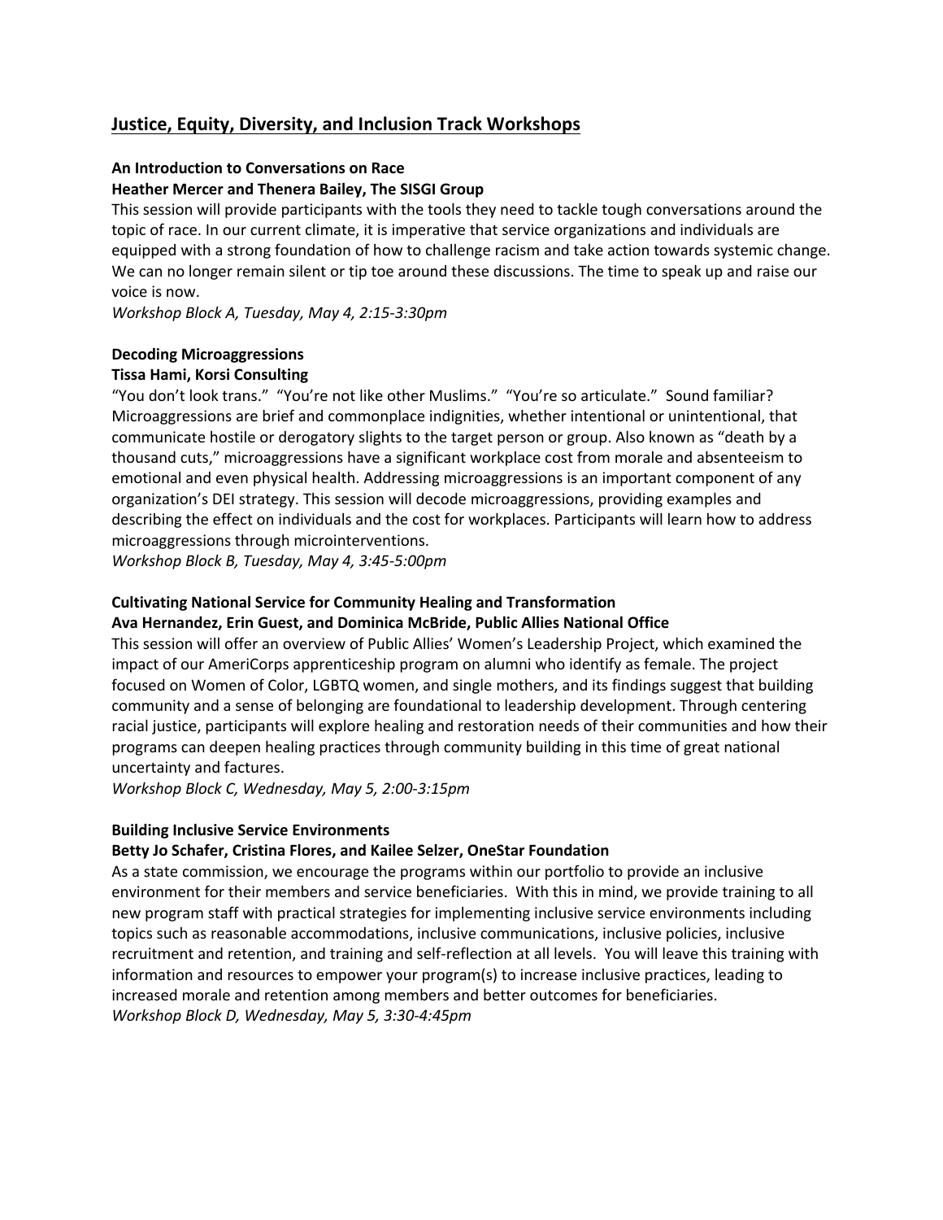## Justice, Equity, Diversity, and Inclusion Track Workshops

**An Introduction to Conversations on Race**
**Heather Mercer and Thenera Bailey, The SISGI Group**
This session will provide participants with the tools they need to tackle tough conversations around the topic of race. In our current climate, it is imperative that service organizations and individuals are equipped with a strong foundation of how to challenge racism and take action towards systemic change. We can no longer remain silent or tip toe around these discussions. The time to speak up and raise our voice is now.
*Workshop Block A, Tuesday, May 4, 2:15-3:30pm*

**Decoding Microaggressions**
**Tissa Hami, Korsi Consulting**
"You don't look trans." "You're not like other Muslims." "You're so articulate." Sound familiar? Microaggressions are brief and commonplace indignities, whether intentional or unintentional, that communicate hostile or derogatory slights to the target person or group. Also known as "death by a thousand cuts," microaggressions have a significant workplace cost from morale and absenteeism to emotional and even physical health. Addressing microaggressions is an important component of any organization's DEI strategy. This session will decode microaggressions, providing examples and describing the effect on individuals and the cost for workplaces. Participants will learn how to address microaggressions through microinterventions.
*Workshop Block B, Tuesday, May 4, 3:45-5:00pm*

**Cultivating National Service for Community Healing and Transformation**
**Ava Hernandez, Erin Guest, and Dominica McBride, Public Allies National Office**
This session will offer an overview of Public Allies' Women's Leadership Project, which examined the impact of our AmeriCorps apprenticeship program on alumni who identify as female. The project focused on Women of Color, LGBTQ women, and single mothers, and its findings suggest that building community and a sense of belonging are foundational to leadership development. Through centering racial justice, participants will explore healing and restoration needs of their communities and how their programs can deepen healing practices through community building in this time of great national uncertainty and factures.
*Workshop Block C, Wednesday, May 5, 2:00-3:15pm*

**Building Inclusive Service Environments**
**Betty Jo Schafer, Cristina Flores, and Kailee Selzer, OneStar Foundation**
As a state commission, we encourage the programs within our portfolio to provide an inclusive environment for their members and service beneficiaries. With this in mind, we provide training to all new program staff with practical strategies for implementing inclusive service environments including topics such as reasonable accommodations, inclusive communications, inclusive policies, inclusive recruitment and retention, and training and self-reflection at all levels. You will leave this training with information and resources to empower your program(s) to increase inclusive practices, leading to increased morale and retention among members and better outcomes for beneficiaries.
*Workshop Block D, Wednesday, May 5, 3:30-4:45pm*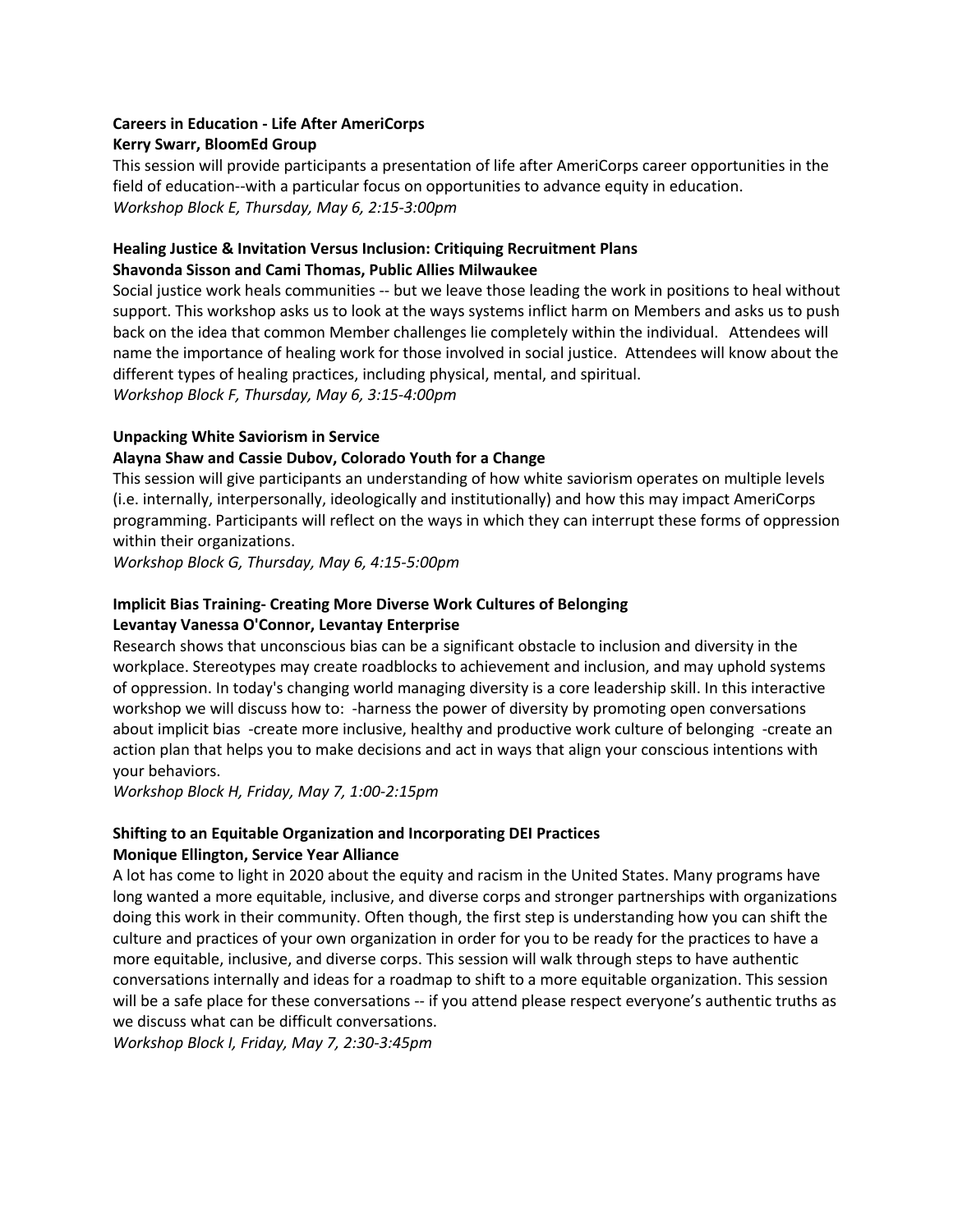**Careers in Education - Life After AmeriCorps**
**Kerry Swarr, BloomEd Group**

This session will provide participants a presentation of life after AmeriCorps career opportunities in the field of education--with a particular focus on opportunities to advance equity in education.
*Workshop Block E, Thursday, May 6, 2:15-3:00pm*

**Healing Justice & Invitation Versus Inclusion: Critiquing Recruitment Plans**
**Shavonda Sisson and Cami Thomas, Public Allies Milwaukee**

Social justice work heals communities -- but we leave those leading the work in positions to heal without support. This workshop asks us to look at the ways systems inflict harm on Members and asks us to push back on the idea that common Member challenges lie completely within the individual. Attendees will name the importance of healing work for those involved in social justice. Attendees will know about the different types of healing practices, including physical, mental, and spiritual.
*Workshop Block F, Thursday, May 6, 3:15-4:00pm*

**Unpacking White Saviorism in Service**
**Alayna Shaw and Cassie Dubov, Colorado Youth for a Change**

This session will give participants an understanding of how white saviorism operates on multiple levels (i.e. internally, interpersonally, ideologically and institutionally) and how this may impact AmeriCorps programming. Participants will reflect on the ways in which they can interrupt these forms of oppression within their organizations.
*Workshop Block G, Thursday, May 6, 4:15-5:00pm*

**Implicit Bias Training- Creating More Diverse Work Cultures of Belonging**
**Levantay Vanessa O'Connor, Levantay Enterprise**

Research shows that unconscious bias can be a significant obstacle to inclusion and diversity in the workplace. Stereotypes may create roadblocks to achievement and inclusion, and may uphold systems of oppression. In today's changing world managing diversity is a core leadership skill. In this interactive workshop we will discuss how to: -harness the power of diversity by promoting open conversations about implicit bias -create more inclusive, healthy and productive work culture of belonging -create an action plan that helps you to make decisions and act in ways that align your conscious intentions with your behaviors.
*Workshop Block H, Friday, May 7, 1:00-2:15pm*

**Shifting to an Equitable Organization and Incorporating DEI Practices**
**Monique Ellington, Service Year Alliance**

A lot has come to light in 2020 about the equity and racism in the United States. Many programs have long wanted a more equitable, inclusive, and diverse corps and stronger partnerships with organizations doing this work in their community. Often though, the first step is understanding how you can shift the culture and practices of your own organization in order for you to be ready for the practices to have a more equitable, inclusive, and diverse corps. This session will walk through steps to have authentic conversations internally and ideas for a roadmap to shift to a more equitable organization. This session will be a safe place for these conversations -- if you attend please respect everyone's authentic truths as we discuss what can be difficult conversations.
*Workshop Block I, Friday, May 7, 2:30-3:45pm*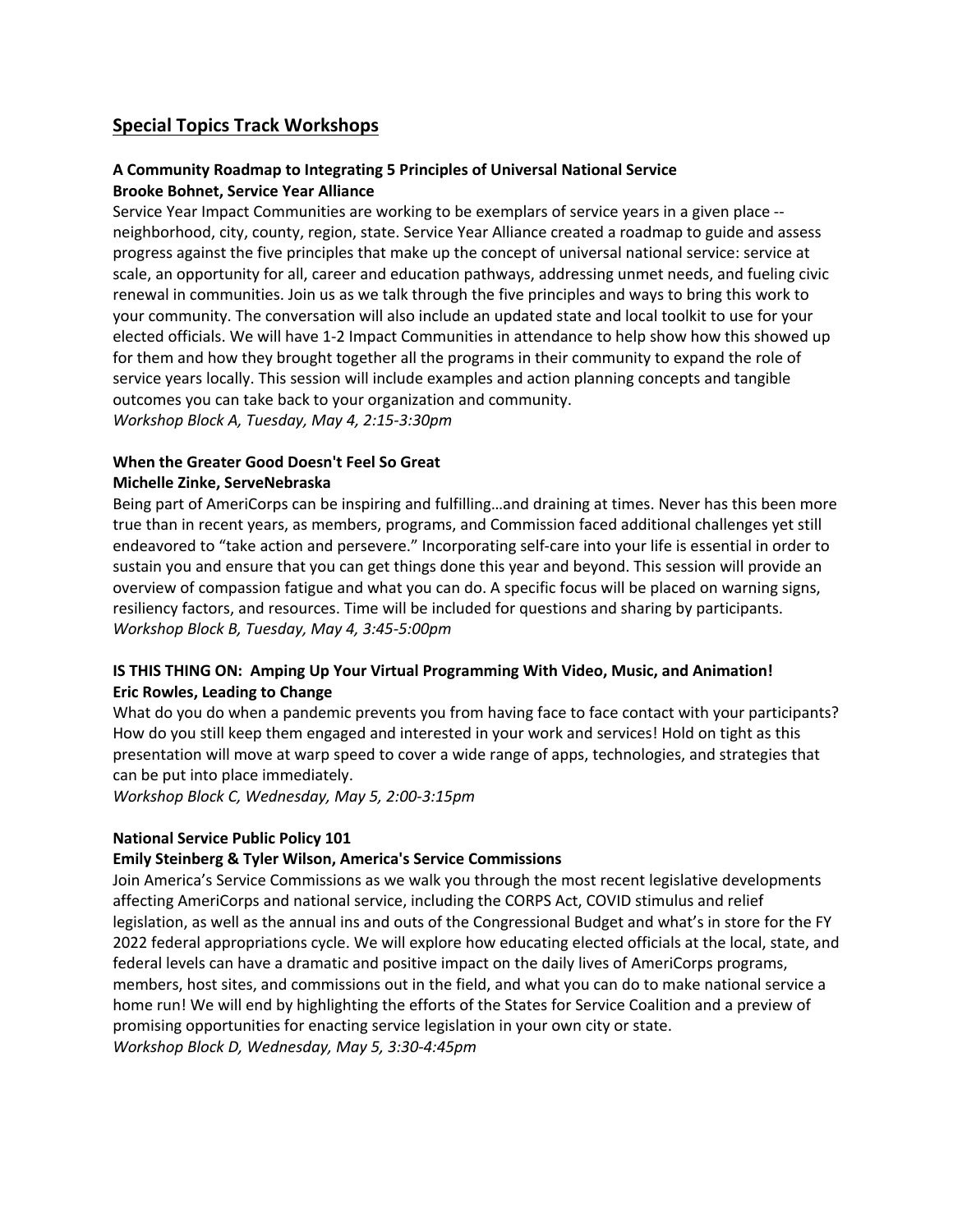## Special Topics Track Workshops

**A Community Roadmap to Integrating 5 Principles of Universal National Service**
**Brooke Bohnet, Service Year Alliance**

Service Year Impact Communities are working to be exemplars of service years in a given place -- neighborhood, city, county, region, state. Service Year Alliance created a roadmap to guide and assess progress against the five principles that make up the concept of universal national service: service at scale, an opportunity for all, career and education pathways, addressing unmet needs, and fueling civic renewal in communities. Join us as we talk through the five principles and ways to bring this work to your community. The conversation will also include an updated state and local toolkit to use for your elected officials. We will have 1-2 Impact Communities in attendance to help show how this showed up for them and how they brought together all the programs in their community to expand the role of service years locally. This session will include examples and action planning concepts and tangible outcomes you can take back to your organization and community.
*Workshop Block A, Tuesday, May 4, 2:15-3:30pm*

**When the Greater Good Doesn't Feel So Great**
**Michelle Zinke, ServeNebraska**

Being part of AmeriCorps can be inspiring and fulfilling…and draining at times. Never has this been more true than in recent years, as members, programs, and Commission faced additional challenges yet still endeavored to "take action and persevere." Incorporating self-care into your life is essential in order to sustain you and ensure that you can get things done this year and beyond. This session will provide an overview of compassion fatigue and what you can do. A specific focus will be placed on warning signs, resiliency factors, and resources. Time will be included for questions and sharing by participants.
*Workshop Block B, Tuesday, May 4, 3:45-5:00pm*

**IS THIS THING ON: Amping Up Your Virtual Programming With Video, Music, and Animation!**
**Eric Rowles, Leading to Change**

What do you do when a pandemic prevents you from having face to face contact with your participants? How do you still keep them engaged and interested in your work and services! Hold on tight as this presentation will move at warp speed to cover a wide range of apps, technologies, and strategies that can be put into place immediately.
*Workshop Block C, Wednesday, May 5, 2:00-3:15pm*

**National Service Public Policy 101**
**Emily Steinberg & Tyler Wilson, America's Service Commissions**

Join America's Service Commissions as we walk you through the most recent legislative developments affecting AmeriCorps and national service, including the CORPS Act, COVID stimulus and relief legislation, as well as the annual ins and outs of the Congressional Budget and what's in store for the FY 2022 federal appropriations cycle. We will explore how educating elected officials at the local, state, and federal levels can have a dramatic and positive impact on the daily lives of AmeriCorps programs, members, host sites, and commissions out in the field, and what you can do to make national service a home run! We will end by highlighting the efforts of the States for Service Coalition and a preview of promising opportunities for enacting service legislation in your own city or state.
*Workshop Block D, Wednesday, May 5, 3:30-4:45pm*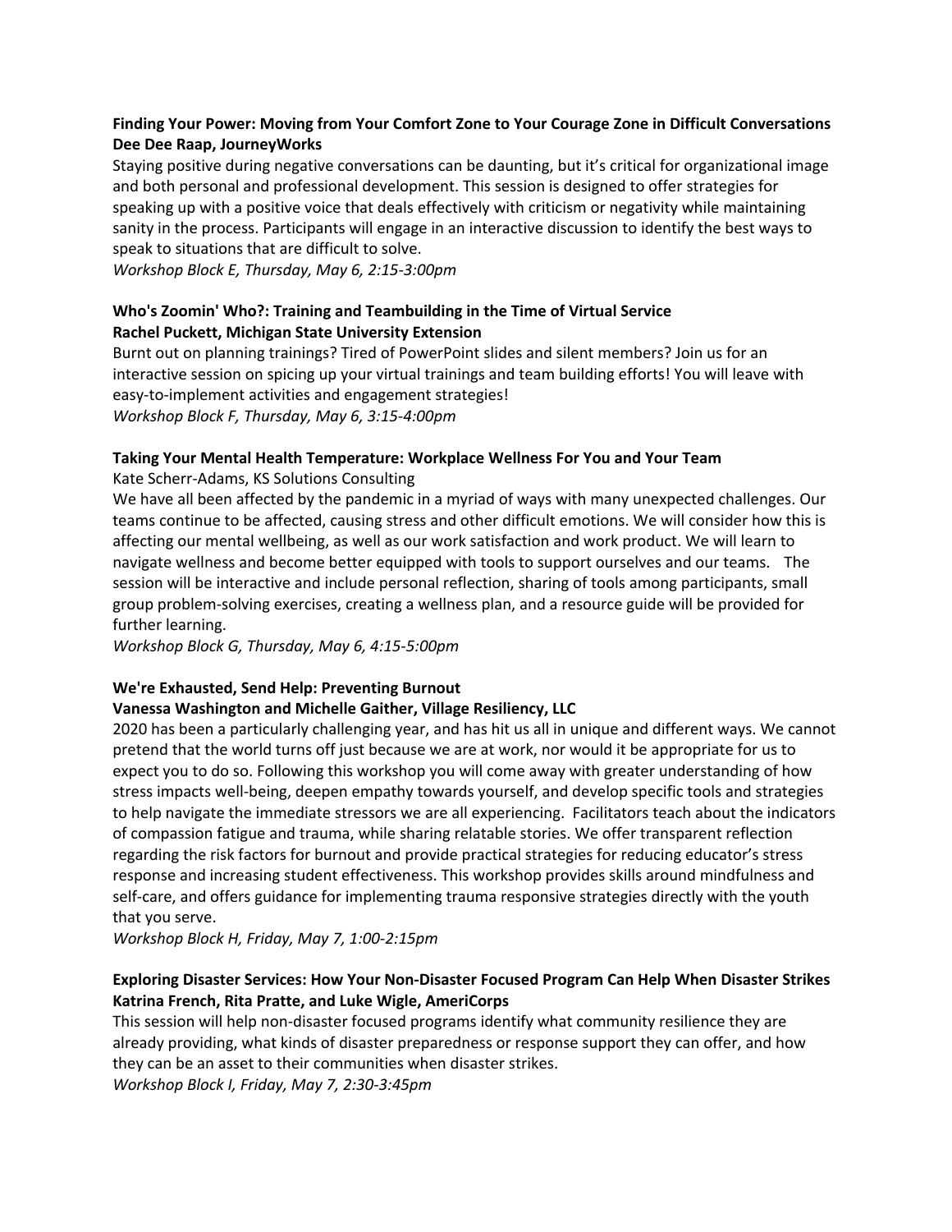**Finding Your Power: Moving from Your Comfort Zone to Your Courage Zone in Difficult Conversations**
**Dee Dee Raap, JourneyWorks**

Staying positive during negative conversations can be daunting, but it's critical for organizational image and both personal and professional development. This session is designed to offer strategies for speaking up with a positive voice that deals effectively with criticism or negativity while maintaining sanity in the process. Participants will engage in an interactive discussion to identify the best ways to speak to situations that are difficult to solve.

*Workshop Block E, Thursday, May 6, 2:15-3:00pm*

**Who's Zoomin' Who?: Training and Teambuilding in the Time of Virtual Service**
**Rachel Puckett, Michigan State University Extension**

Burnt out on planning trainings? Tired of PowerPoint slides and silent members? Join us for an interactive session on spicing up your virtual trainings and team building efforts! You will leave with easy-to-implement activities and engagement strategies!

*Workshop Block F, Thursday, May 6, 3:15-4:00pm*

**Taking Your Mental Health Temperature: Workplace Wellness For You and Your Team**
Kate Scherr-Adams, KS Solutions Consulting

We have all been affected by the pandemic in a myriad of ways with many unexpected challenges. Our teams continue to be affected, causing stress and other difficult emotions. We will consider how this is affecting our mental wellbeing, as well as our work satisfaction and work product. We will learn to navigate wellness and become better equipped with tools to support ourselves and our teams. The session will be interactive and include personal reflection, sharing of tools among participants, small group problem-solving exercises, creating a wellness plan, and a resource guide will be provided for further learning.

*Workshop Block G, Thursday, May 6, 4:15-5:00pm*

**We're Exhausted, Send Help: Preventing Burnout**
**Vanessa Washington and Michelle Gaither, Village Resiliency, LLC**

2020 has been a particularly challenging year, and has hit us all in unique and different ways. We cannot pretend that the world turns off just because we are at work, nor would it be appropriate for us to expect you to do so. Following this workshop you will come away with greater understanding of how stress impacts well-being, deepen empathy towards yourself, and develop specific tools and strategies to help navigate the immediate stressors we are all experiencing. Facilitators teach about the indicators of compassion fatigue and trauma, while sharing relatable stories. We offer transparent reflection regarding the risk factors for burnout and provide practical strategies for reducing educator's stress response and increasing student effectiveness. This workshop provides skills around mindfulness and self-care, and offers guidance for implementing trauma responsive strategies directly with the youth that you serve.

*Workshop Block H, Friday, May 7, 1:00-2:15pm*

**Exploring Disaster Services: How Your Non-Disaster Focused Program Can Help When Disaster Strikes**
**Katrina French, Rita Pratte, and Luke Wigle, AmeriCorps**

This session will help non-disaster focused programs identify what community resilience they are already providing, what kinds of disaster preparedness or response support they can offer, and how they can be an asset to their communities when disaster strikes.

*Workshop Block I, Friday, May 7, 2:30-3:45pm*